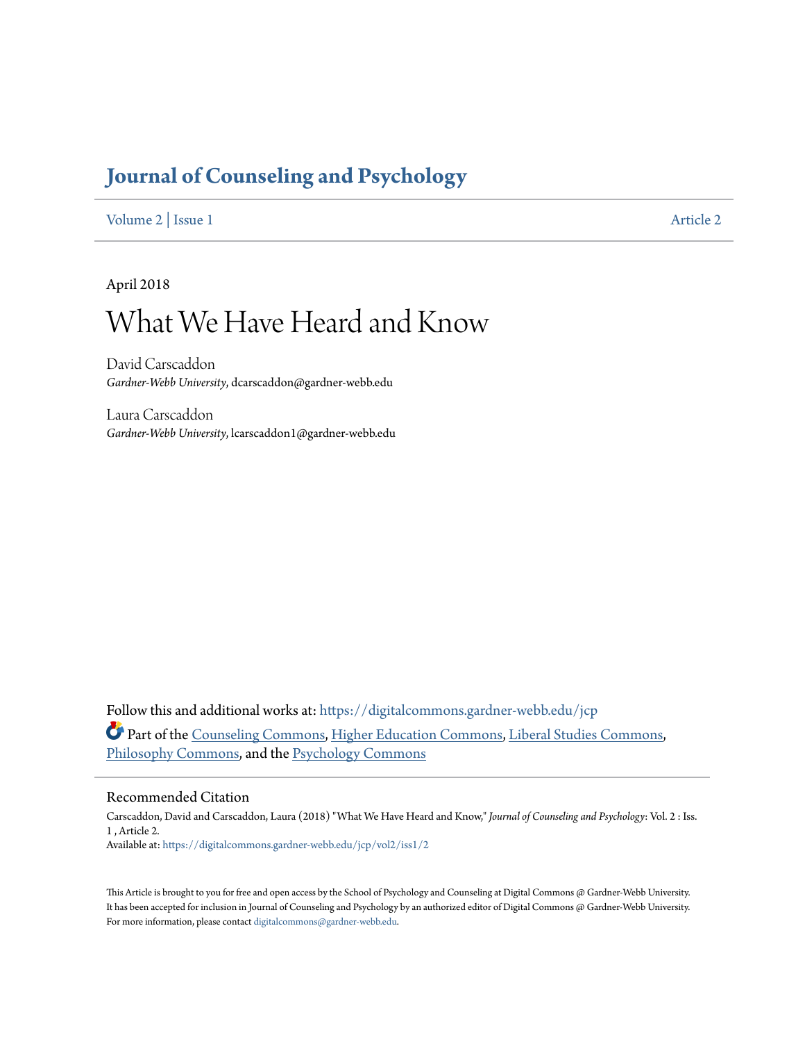# Journal of Counseling and Psychology

Volume 2 | Issue 1 Article 2

April 2018

# What We Have Heard and Know

David Carscaddon
*Gardner-Webb University*, dcarscaddon@gardner-webb.edu

Laura Carscaddon
*Gardner-Webb University*, lcarscaddon1@gardner-webb.edu

Follow this and additional works at: https://digitalcommons.gardner-webb.edu/jcp

Part of the Counseling Commons, Higher Education Commons, Liberal Studies Commons, Philosophy Commons, and the Psychology Commons

## Recommended Citation

Carscaddon, David and Carscaddon, Laura (2018) "What We Have Heard and Know," *Journal of Counseling and Psychology*: Vol. 2 : Iss. 1 , Article 2.
Available at: https://digitalcommons.gardner-webb.edu/jcp/vol2/iss1/2

This Article is brought to you for free and open access by the School of Psychology and Counseling at Digital Commons @ Gardner-Webb University. It has been accepted for inclusion in Journal of Counseling and Psychology by an authorized editor of Digital Commons @ Gardner-Webb University. For more information, please contact digitalcommons@gardner-webb.edu.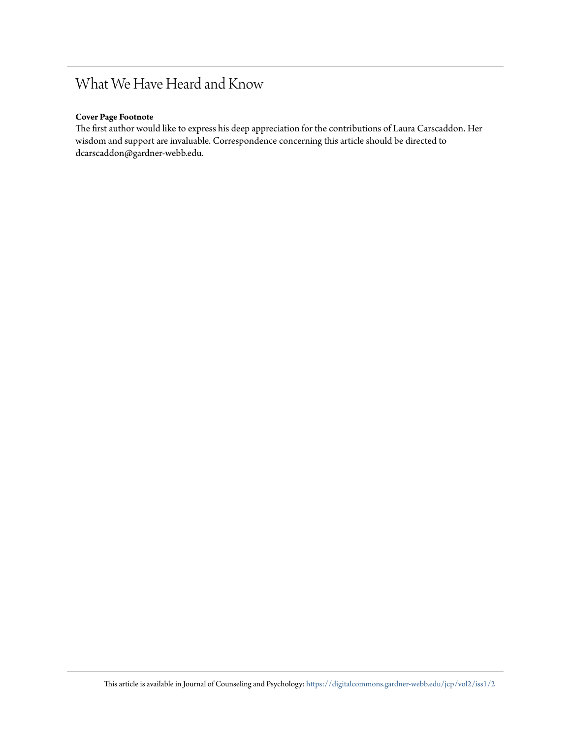# What We Have Heard and Know

**Cover Page Footnote**

The first author would like to express his deep appreciation for the contributions of Laura Carscaddon. Her wisdom and support are invaluable. Correspondence concerning this article should be directed to dcarscaddon@gardner-webb.edu.

This article is available in Journal of Counseling and Psychology: https://digitalcommons.gardner-webb.edu/jcp/vol2/iss1/2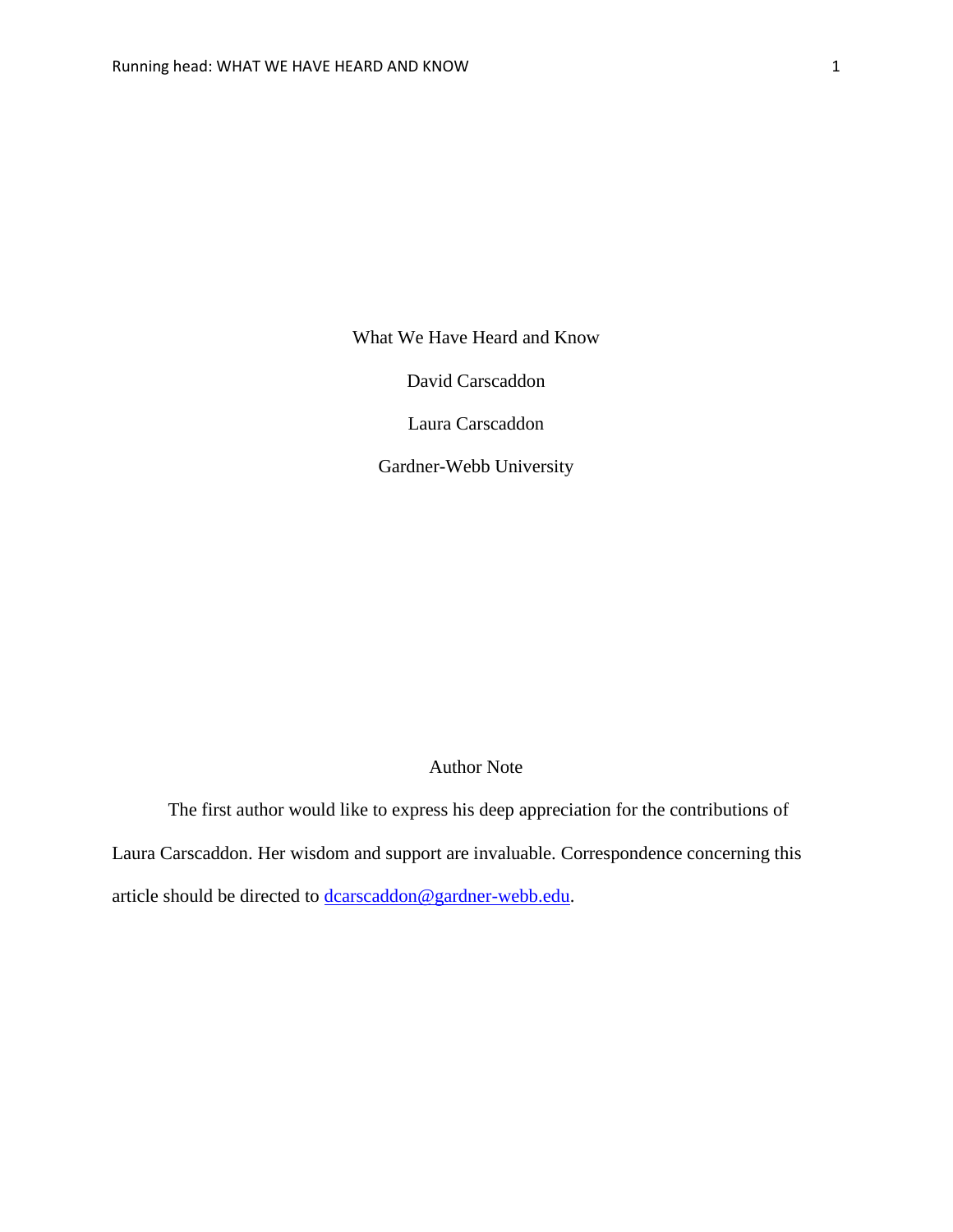What We Have Heard and Know

David Carscaddon

Laura Carscaddon

Gardner-Webb University

Author Note

The first author would like to express his deep appreciation for the contributions of Laura Carscaddon. Her wisdom and support are invaluable. Correspondence concerning this article should be directed to dcarscaddon@gardner-webb.edu.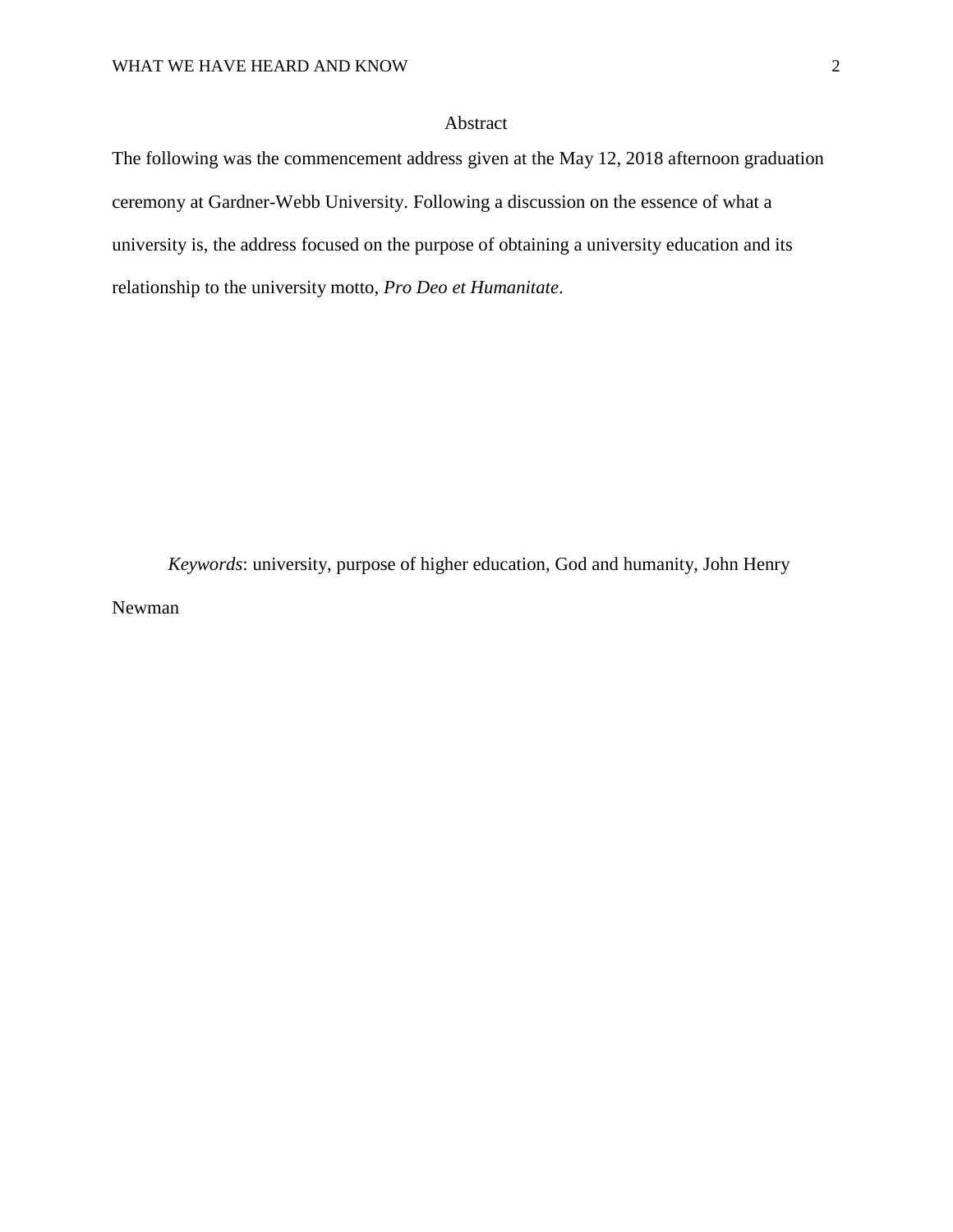# Abstract

The following was the commencement address given at the May 12, 2018 afternoon graduation ceremony at Gardner-Webb University. Following a discussion on the essence of what a university is, the address focused on the purpose of obtaining a university education and its relationship to the university motto, *Pro Deo et Humanitate*.

*Keywords*: university, purpose of higher education, God and humanity, John Henry Newman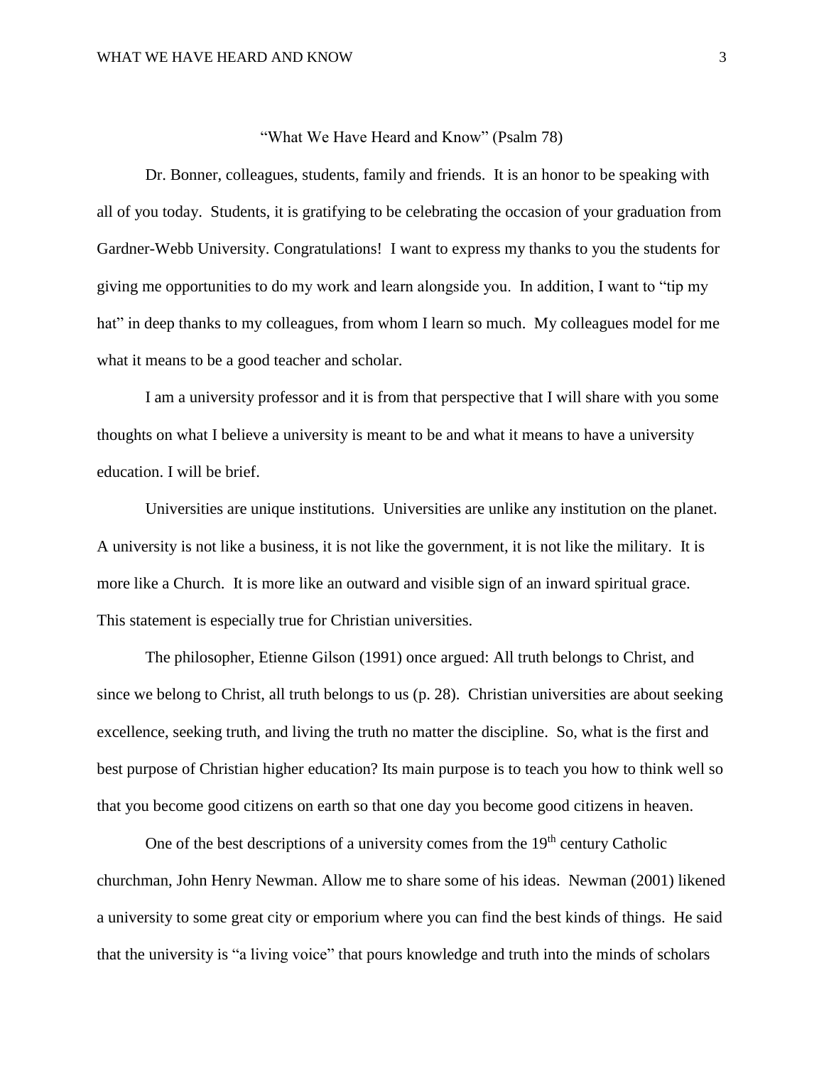"What We Have Heard and Know" (Psalm 78)

Dr. Bonner, colleagues, students, family and friends. It is an honor to be speaking with all of you today. Students, it is gratifying to be celebrating the occasion of your graduation from Gardner-Webb University. Congratulations! I want to express my thanks to you the students for giving me opportunities to do my work and learn alongside you. In addition, I want to "tip my hat" in deep thanks to my colleagues, from whom I learn so much. My colleagues model for me what it means to be a good teacher and scholar.

I am a university professor and it is from that perspective that I will share with you some thoughts on what I believe a university is meant to be and what it means to have a university education. I will be brief.

Universities are unique institutions. Universities are unlike any institution on the planet. A university is not like a business, it is not like the government, it is not like the military. It is more like a Church. It is more like an outward and visible sign of an inward spiritual grace. This statement is especially true for Christian universities.

The philosopher, Etienne Gilson (1991) once argued: All truth belongs to Christ, and since we belong to Christ, all truth belongs to us (p. 28). Christian universities are about seeking excellence, seeking truth, and living the truth no matter the discipline. So, what is the first and best purpose of Christian higher education? Its main purpose is to teach you how to think well so that you become good citizens on earth so that one day you become good citizens in heaven.

One of the best descriptions of a university comes from the 19th century Catholic churchman, John Henry Newman. Allow me to share some of his ideas. Newman (2001) likened a university to some great city or emporium where you can find the best kinds of things. He said that the university is "a living voice" that pours knowledge and truth into the minds of scholars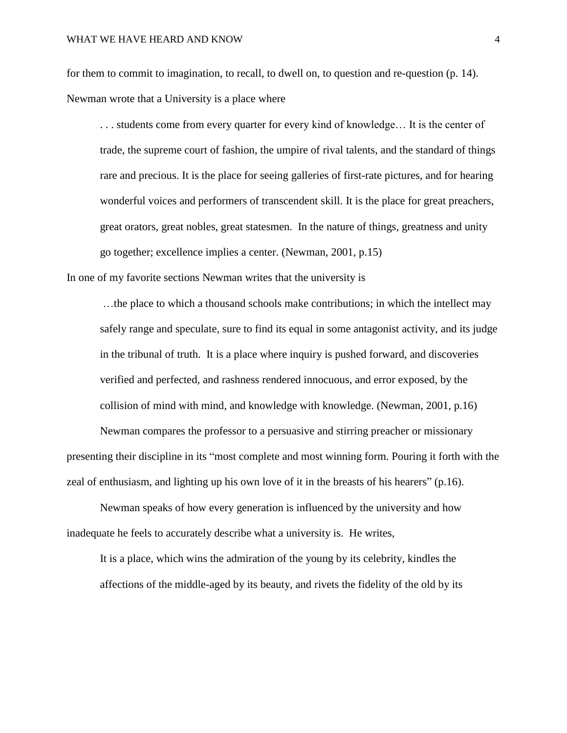for them to commit to imagination, to recall, to dwell on, to question and re-question (p. 14). Newman wrote that a University is a place where

> . . . students come from every quarter for every kind of knowledge… It is the center of trade, the supreme court of fashion, the umpire of rival talents, and the standard of things rare and precious. It is the place for seeing galleries of first-rate pictures, and for hearing wonderful voices and performers of transcendent skill. It is the place for great preachers, great orators, great nobles, great statesmen. In the nature of things, greatness and unity go together; excellence implies a center. (Newman, 2001, p.15)

In one of my favorite sections Newman writes that the university is

> …the place to which a thousand schools make contributions; in which the intellect may safely range and speculate, sure to find its equal in some antagonist activity, and its judge in the tribunal of truth. It is a place where inquiry is pushed forward, and discoveries verified and perfected, and rashness rendered innocuous, and error exposed, by the collision of mind with mind, and knowledge with knowledge. (Newman, 2001, p.16)

Newman compares the professor to a persuasive and stirring preacher or missionary presenting their discipline in its "most complete and most winning form. Pouring it forth with the zeal of enthusiasm, and lighting up his own love of it in the breasts of his hearers" (p.16).

Newman speaks of how every generation is influenced by the university and how inadequate he feels to accurately describe what a university is. He writes,

> It is a place, which wins the admiration of the young by its celebrity, kindles the affections of the middle-aged by its beauty, and rivets the fidelity of the old by its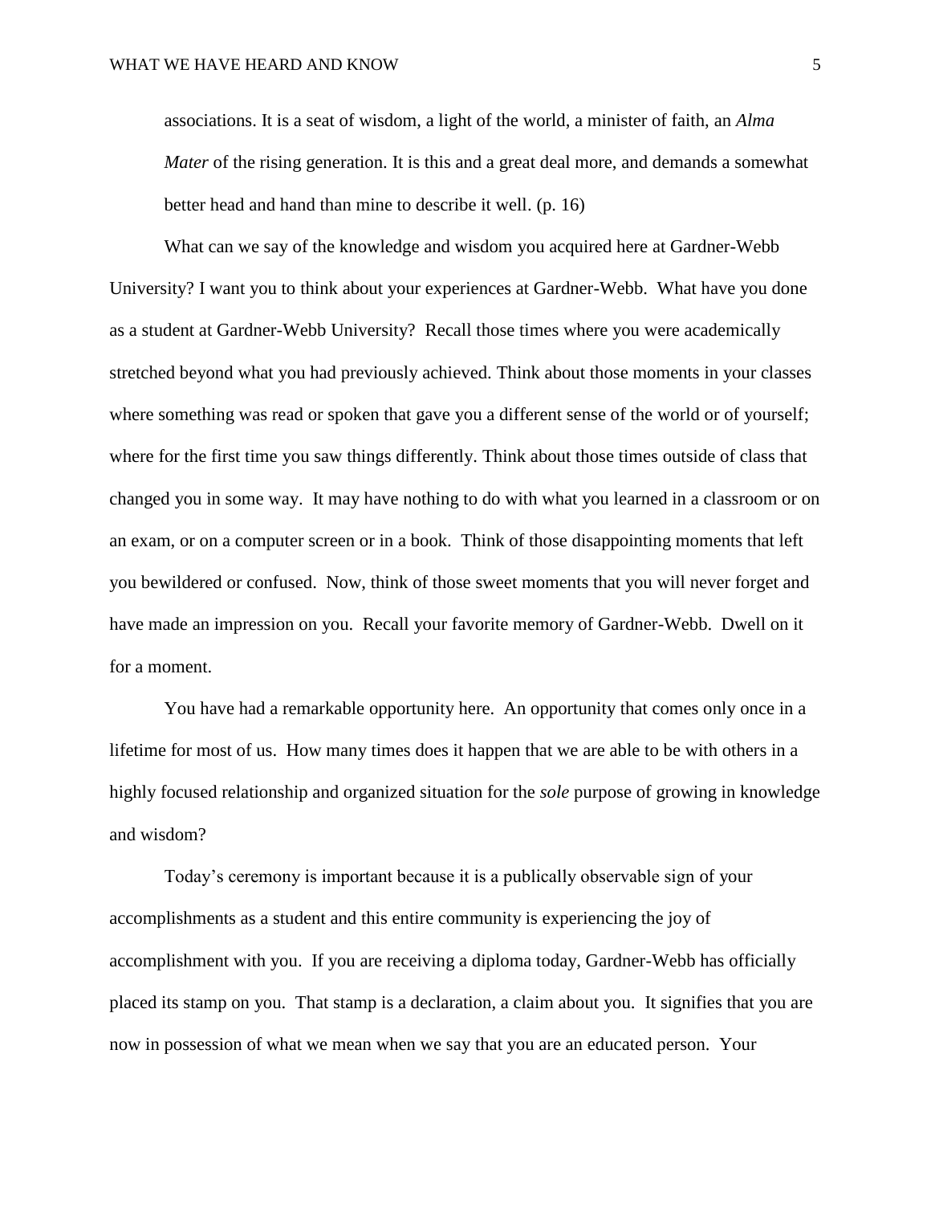> associations. It is a seat of wisdom, a light of the world, a minister of faith, an *Alma Mater* of the rising generation. It is this and a great deal more, and demands a somewhat better head and hand than mine to describe it well. (p. 16)

What can we say of the knowledge and wisdom you acquired here at Gardner-Webb University? I want you to think about your experiences at Gardner-Webb. What have you done as a student at Gardner-Webb University? Recall those times where you were academically stretched beyond what you had previously achieved. Think about those moments in your classes where something was read or spoken that gave you a different sense of the world or of yourself; where for the first time you saw things differently. Think about those times outside of class that changed you in some way. It may have nothing to do with what you learned in a classroom or on an exam, or on a computer screen or in a book. Think of those disappointing moments that left you bewildered or confused. Now, think of those sweet moments that you will never forget and have made an impression on you. Recall your favorite memory of Gardner-Webb. Dwell on it for a moment.

You have had a remarkable opportunity here. An opportunity that comes only once in a lifetime for most of us. How many times does it happen that we are able to be with others in a highly focused relationship and organized situation for the *sole* purpose of growing in knowledge and wisdom?

Today's ceremony is important because it is a publically observable sign of your accomplishments as a student and this entire community is experiencing the joy of accomplishment with you. If you are receiving a diploma today, Gardner-Webb has officially placed its stamp on you. That stamp is a declaration, a claim about you. It signifies that you are now in possession of what we mean when we say that you are an educated person. Your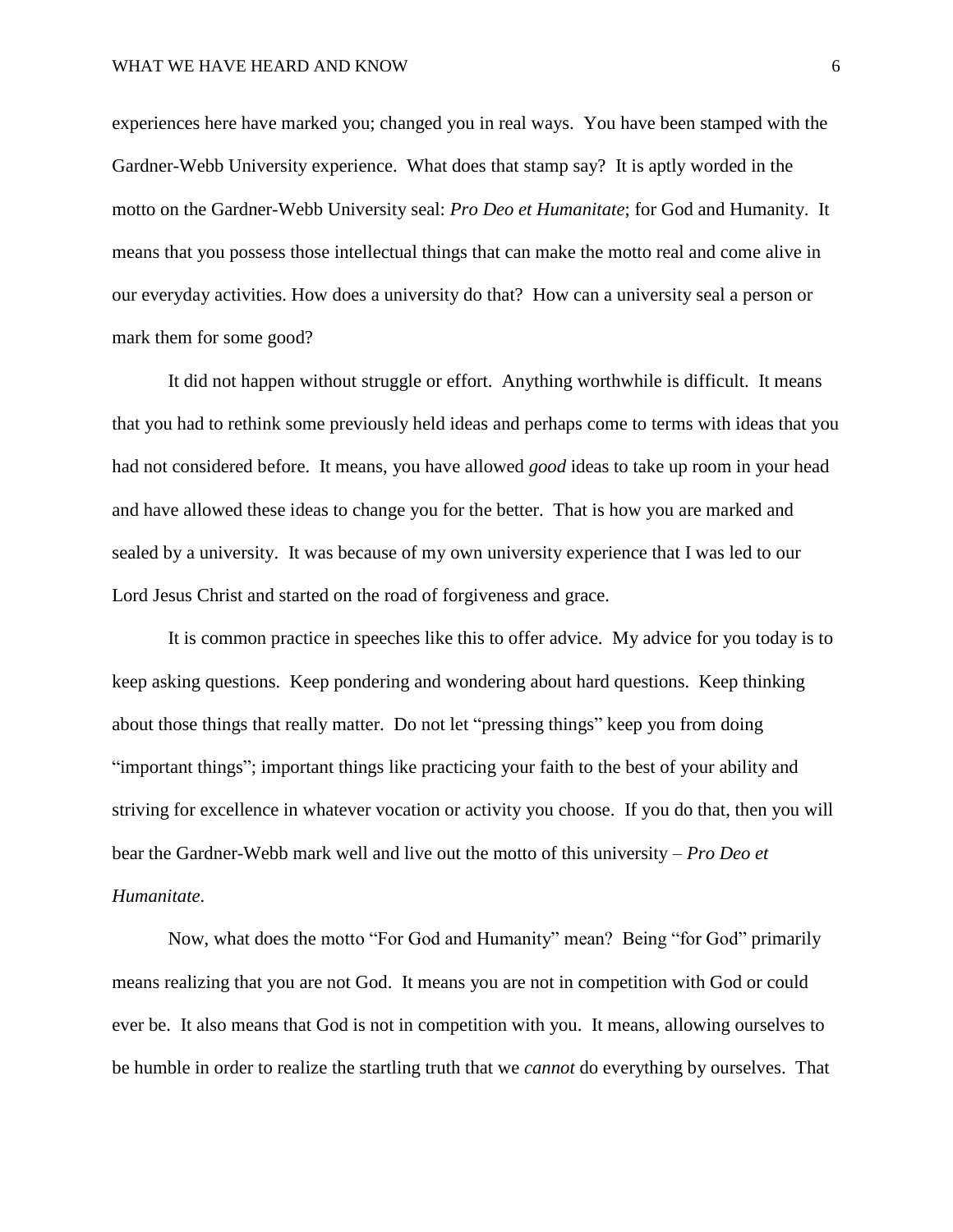experiences here have marked you; changed you in real ways. You have been stamped with the Gardner-Webb University experience. What does that stamp say? It is aptly worded in the motto on the Gardner-Webb University seal: *Pro Deo et Humanitate*; for God and Humanity. It means that you possess those intellectual things that can make the motto real and come alive in our everyday activities. How does a university do that? How can a university seal a person or mark them for some good?

It did not happen without struggle or effort. Anything worthwhile is difficult. It means that you had to rethink some previously held ideas and perhaps come to terms with ideas that you had not considered before. It means, you have allowed *good* ideas to take up room in your head and have allowed these ideas to change you for the better. That is how you are marked and sealed by a university. It was because of my own university experience that I was led to our Lord Jesus Christ and started on the road of forgiveness and grace.

It is common practice in speeches like this to offer advice. My advice for you today is to keep asking questions. Keep pondering and wondering about hard questions. Keep thinking about those things that really matter. Do not let "pressing things" keep you from doing "important things"; important things like practicing your faith to the best of your ability and striving for excellence in whatever vocation or activity you choose. If you do that, then you will bear the Gardner-Webb mark well and live out the motto of this university – *Pro Deo et Humanitate*.

Now, what does the motto "For God and Humanity" mean? Being "for God" primarily means realizing that you are not God. It means you are not in competition with God or could ever be. It also means that God is not in competition with you. It means, allowing ourselves to be humble in order to realize the startling truth that we *cannot* do everything by ourselves. That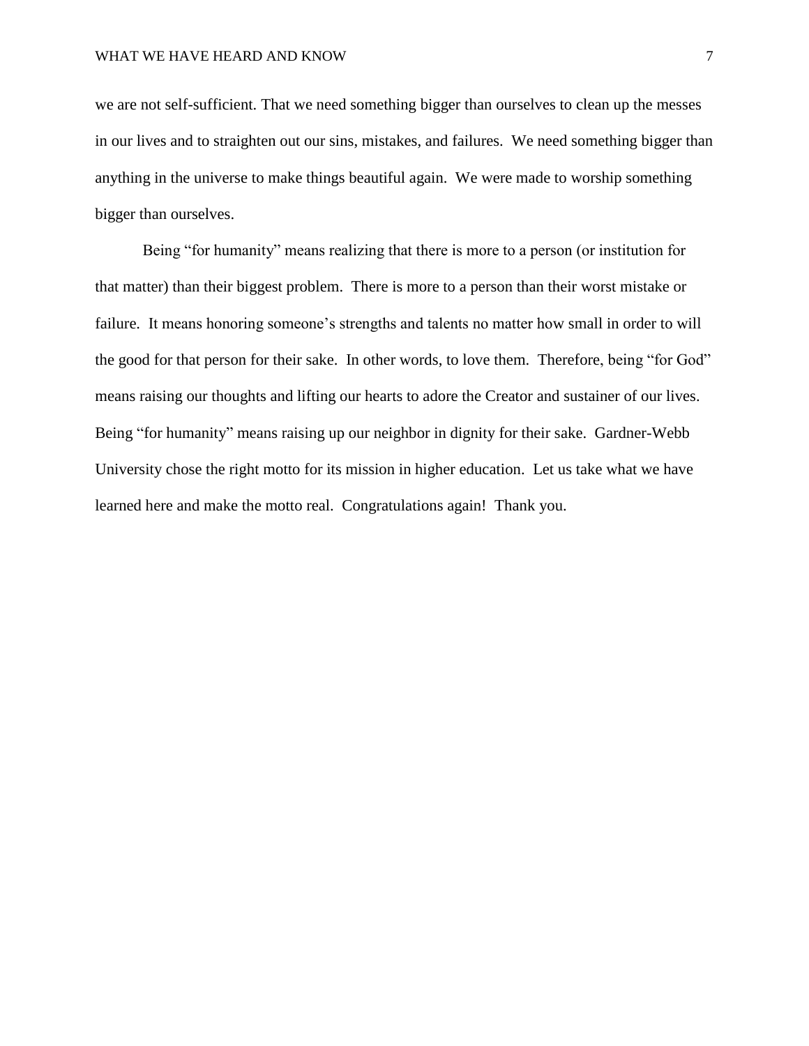we are not self-sufficient. That we need something bigger than ourselves to clean up the messes in our lives and to straighten out our sins, mistakes, and failures. We need something bigger than anything in the universe to make things beautiful again. We were made to worship something bigger than ourselves.

Being "for humanity" means realizing that there is more to a person (or institution for that matter) than their biggest problem. There is more to a person than their worst mistake or failure. It means honoring someone's strengths and talents no matter how small in order to will the good for that person for their sake. In other words, to love them. Therefore, being "for God" means raising our thoughts and lifting our hearts to adore the Creator and sustainer of our lives. Being "for humanity" means raising up our neighbor in dignity for their sake. Gardner-Webb University chose the right motto for its mission in higher education. Let us take what we have learned here and make the motto real. Congratulations again! Thank you.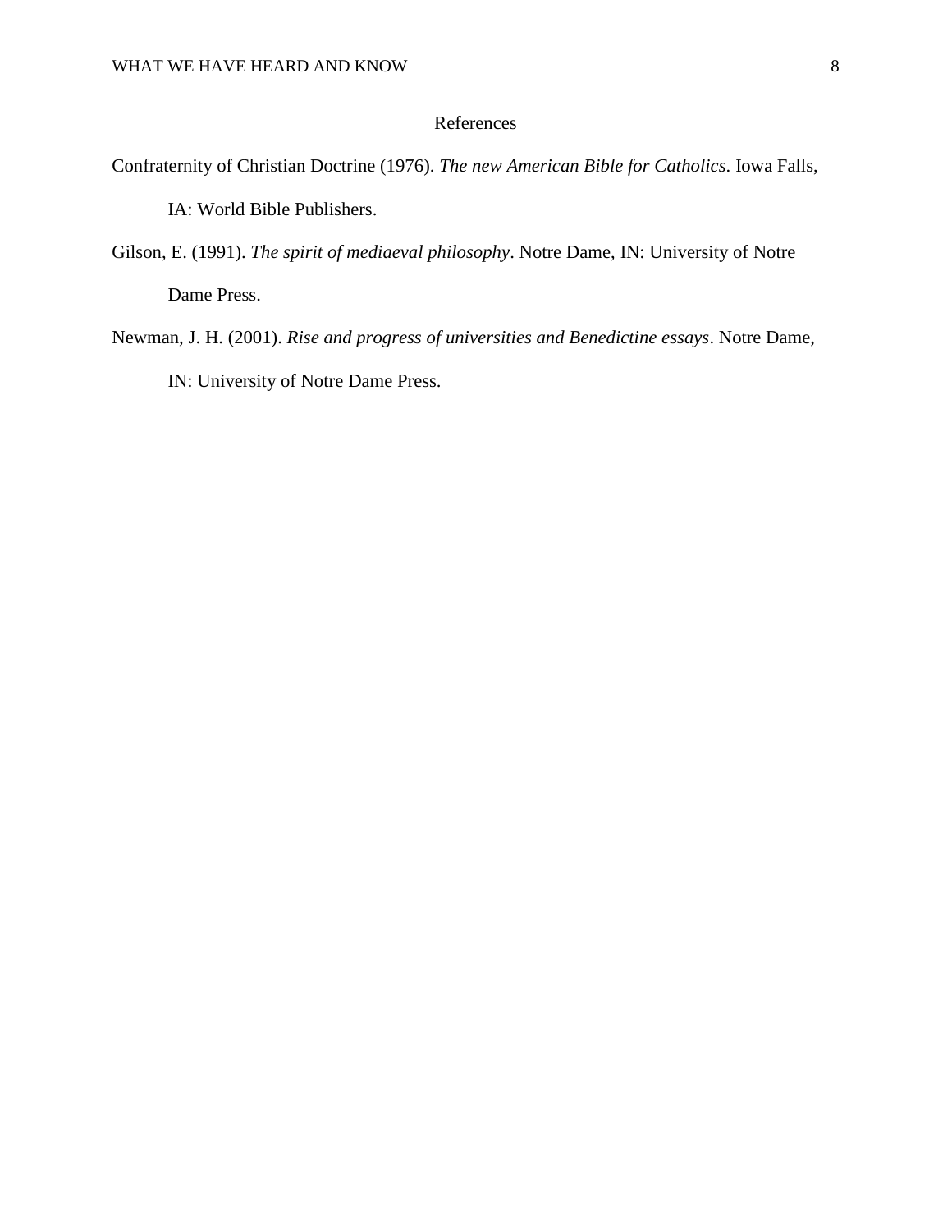# References

Confraternity of Christian Doctrine (1976). *The new American Bible for Catholics*. Iowa Falls, IA: World Bible Publishers.

Gilson, E. (1991). *The spirit of mediaeval philosophy*. Notre Dame, IN: University of Notre Dame Press.

Newman, J. H. (2001). *Rise and progress of universities and Benedictine essays*. Notre Dame, IN: University of Notre Dame Press.